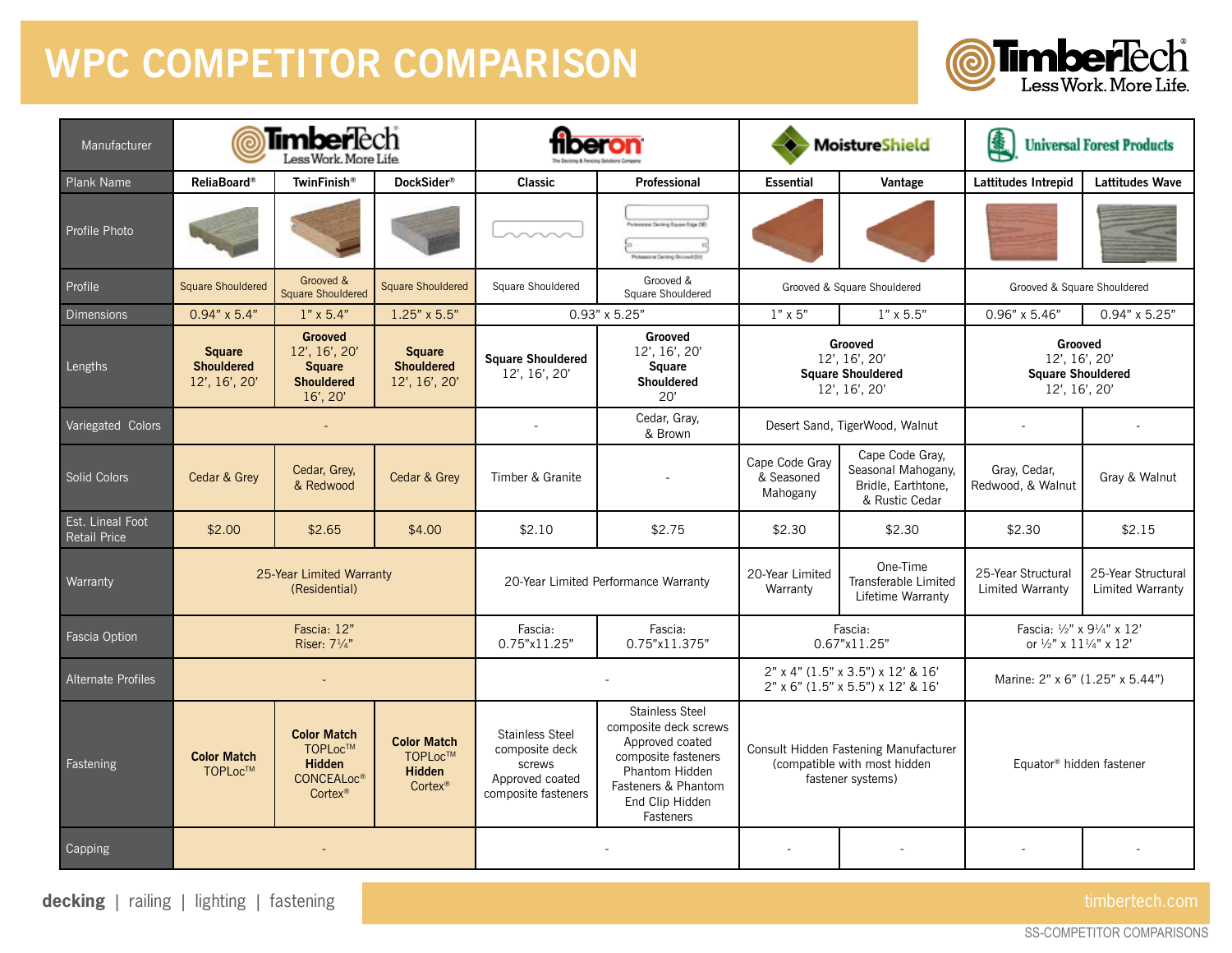# WPC COMPETITOR COMPARISON

TimberTech — Less Work. More Life.

| Manufacturer | TimberTech | | | Fiberon | | MoistureShield | | Universal Forest Products | |
|---|---|---|---|---|---|---|---|---|---|
| Plank Name | ReliaBoard® | TwinFinish® | DockSider® | Classic | Professional | Essential | Vantage | Lattitudes Intrepid | Lattitudes Wave |
| Profile Photo | | | | | | | | | |
| Profile | Square Shouldered | Grooved & Square Shouldered | Square Shouldered | Square Shouldered | Grooved & Square Shouldered | Grooved & Square Shouldered | | Grooved & Square Shouldered | |
| Dimensions | 0.94" x 5.4" | 1" x 5.4" | 1.25" x 5.5" | 0.93" x 5.25" | | 1" x 5" | 1" x 5.5" | 0.96" x 5.46" | 0.94" x 5.25" |
| Lengths | **Square Shouldered** 12', 16', 20' | **Grooved** 12', 16', 20' **Square Shouldered** 16', 20' | **Square Shouldered** 12', 16', 20' | **Square Shouldered** 12', 16', 20' | **Grooved** 12', 16', 20' **Square Shouldered** 20' | **Grooved** 12', 16', 20' **Square Shouldered** 12', 16', 20' | | **Grooved** 12', 16', 20' **Square Shouldered** 12', 16', 20' | |
| Variegated Colors | - | | | - | Cedar, Gray, & Brown | Desert Sand, TigerWood, Walnut | | - | - |
| Solid Colors | Cedar & Grey | Cedar, Grey, & Redwood | Cedar & Grey | Timber & Granite | - | Cape Code Gray & Seasoned Mahogany | Cape Code Gray, Seasonal Mahogany, Bridle, Earthtone, & Rustic Cedar | Gray, Cedar, Redwood, & Walnut | Gray & Walnut |
| Est. Lineal Foot Retail Price | $2.00 | $2.65 | $4.00 | $2.10 | $2.75 | $2.30 | $2.30 | $2.30 | $2.15 |
| Warranty | 25-Year Limited Warranty (Residential) | | | 20-Year Limited Performance Warranty | | 20-Year Limited Warranty | One-Time Transferable Limited Lifetime Warranty | 25-Year Structural Limited Warranty | 25-Year Structural Limited Warranty |
| Fascia Option | Fascia: 12" Riser: 7¼" | | | Fascia: 0.75"x11.25" | Fascia: 0.75"x11.375" | Fascia: 0.67"x11.25" | | Fascia: ½" x 9¼" x 12' or ½" x 11¼" x 12' | |
| Alternate Profiles | - | | | - | | 2" x 4" (1.5" x 3.5") x 12' & 16' 2" x 6" (1.5" x 5.5") x 12' & 16' | | Marine: 2" x 6" (1.25" x 5.44") | |
| Fastening | **Color Match** TOPLoc™ | **Color Match** TOPLoc™ **Hidden** CONCEALoc® Cortex® | **Color Match** TOPLoc™ **Hidden** Cortex® | Stainless Steel composite deck screws Approved coated composite fasteners | Stainless Steel composite deck screws Approved coated composite fasteners Phantom Hidden Fasteners & Phantom End Clip Hidden Fasteners | Consult Hidden Fastening Manufacturer (compatible with most hidden fastener systems) | | Equator® hidden fastener | |
| Capping | - | | | - | | - | - | - | - |

**decking** | railing | lighting | fastening

timbertech.com

SS-COMPETITOR COMPARISONS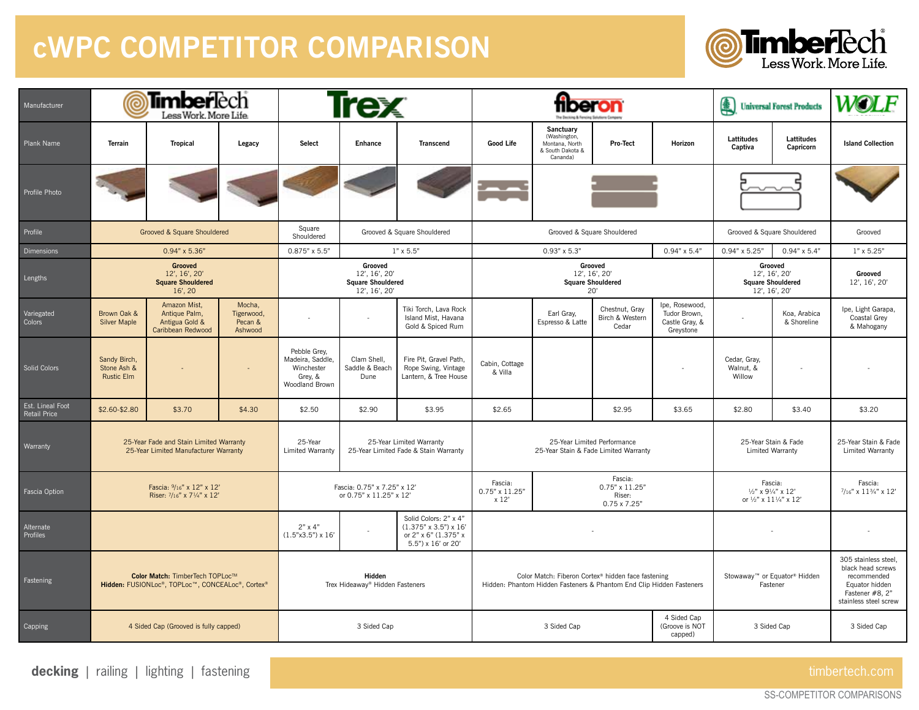# cWPC COMPETITOR COMPARISON

| Manufacturer | TimberTech | | | Trex | | | Fiberon | | | | Universal Forest Products | | Wolf |
|---|---|---|---|---|---|---|---|---|---|---|---|---|---|
| Plank Name | Terrain | Tropical | Legacy | Select | Enhance | Transcend | Good Life | Sanctuary (Washington, Montana, North & South Dakota & Cananda) | Pro-Tect | Horizon | Lattitudes Captiva | Lattitudes Capricorn | Island Collection |
| Profile Photo | | | | | | | | | | | | | |
| Profile | Grooved & Square Shouldered | | | Square Shouldered | Grooved & Square Shouldered | | Grooved & Square Shouldered | | | | Grooved & Square Shouldered | | Grooved |
| Dimensions | 0.94" x 5.36" | | | 0.875" x 5.5" | 1" x 5.5" | | 0.93" x 5.3" | | | 0.94" x 5.4" | 0.94" x 5.25" | 0.94" x 5.4" | 1" x 5.25" |
| Lengths | **Grooved** 12', 16', 20' **Square Shouldered** 16', 20 | | | **Grooved** 12', 16', 20' **Square Shouldered** 12', 16', 20' | | | **Grooved** 12', 16', 20' **Square Shouldered** 20' | | | | **Grooved** 12', 16', 20' **Square Shouldered** 12', 16', 20' | | **Grooved** 12', 16', 20' |
| Variegated Colors | Brown Oak & Silver Maple | Amazon Mist, Antique Palm, Antigua Gold & Caribbean Redwood | Mocha, Tigerwood, Pecan & Ashwood | - | - | Tiki Torch, Lava Rock Island Mist, Havana Gold & Spiced Rum | | Earl Gray, Espresso & Latte | Chestnut, Gray Birch & Western Cedar | Ipe, Rosewood, Tudor Brown, Castle Gray, & Greystone | - | Koa, Arabica & Shoreline | Ipe, Light Garapa, Coastal Grey & Mahogany |
| Solid Colors | Sandy Birch, Stone Ash & Rustic Elm | - | - | Pebble Grey, Madeira, Saddle, Winchester Grey, & Woodland Brown | Clam Shell, Saddle & Beach Dune | Fire Pit, Gravel Path, Rope Swing, Vintage Lantern, & Tree House | Cabin, Cottage & Villa | | | - | Cedar, Gray, Walnut, & Willow | - | - |
| Est. Lineal Foot Retail Price | $2.60-$2.80 | $3.70 | $4.30 | $2.50 | $2.90 | $3.95 | $2.65 | | $2.95 | $3.65 | $2.80 | $3.40 | $3.20 |
| Warranty | 25-Year Fade and Stain Limited Warranty 25-Year Limited Manufacturer Warranty | | | 25-Year Limited Warranty | 25-Year Limited Warranty 25-Year Limited Fade & Stain Warranty | | 25-Year Limited Performance 25-Year Stain & Fade Limited Warranty | | | | 25-Year Stain & Fade Limited Warranty | | 25-Year Stain & Fade Limited Warranty |
| Fascia Option | Fascia: 9/16" x 12" x 12' Riser: 7/16" x 7¼" x 12' | | | Fascia: 0.75" x 7.25" x 12' or 0.75" x 11.25" x 12' | | | Fascia: 0.75" x 11.25" x 12' | Fascia: 0.75" x 11.25" Riser: 0.75 x 7.25" | | | Fascia: ½" x 9¼" x 12' or ½" x 11¼" x 12' | | Fascia: 7/16" x 11¾" x 12' |
| Alternate Profiles | | | | 2" x 4" (1.5"x3.5") x 16' | - | Solid Colors: 2" x 4" (1.375" x 3.5") x 16' or 2" x 6" (1.375" x 5.5") x 16' or 20' | - | | | | - | | - |
| Fastening | **Color Match:** TimberTech TOPLoc™ **Hidden:** FUSIONLoc®, TOPLoc™, CONCEALoc®, Cortex® | | | **Hidden** Trex Hideaway® Hidden Fasteners | | | Color Match: Fiberon Cortex® hidden face fastening Hidden: Phantom Hidden Fasteners & Phantom End Clip Hidden Fasteners | | | | Stowaway™ or Equator® Hidden Fastener | | 305 stainless steel, black head screws recommended Equator hidden Fastener #8, 2" stainless steel screw |
| Capping | 4 Sided Cap (Grooved is fully capped) | | | 3 Sided Cap | | | 3 Sided Cap | | | 4 Sided Cap (Groove is NOT capped) | 3 Sided Cap | | 3 Sided Cap |

**decking** | railing | lighting | fastening

timbertech.com

SS-COMPETITOR COMPARISONS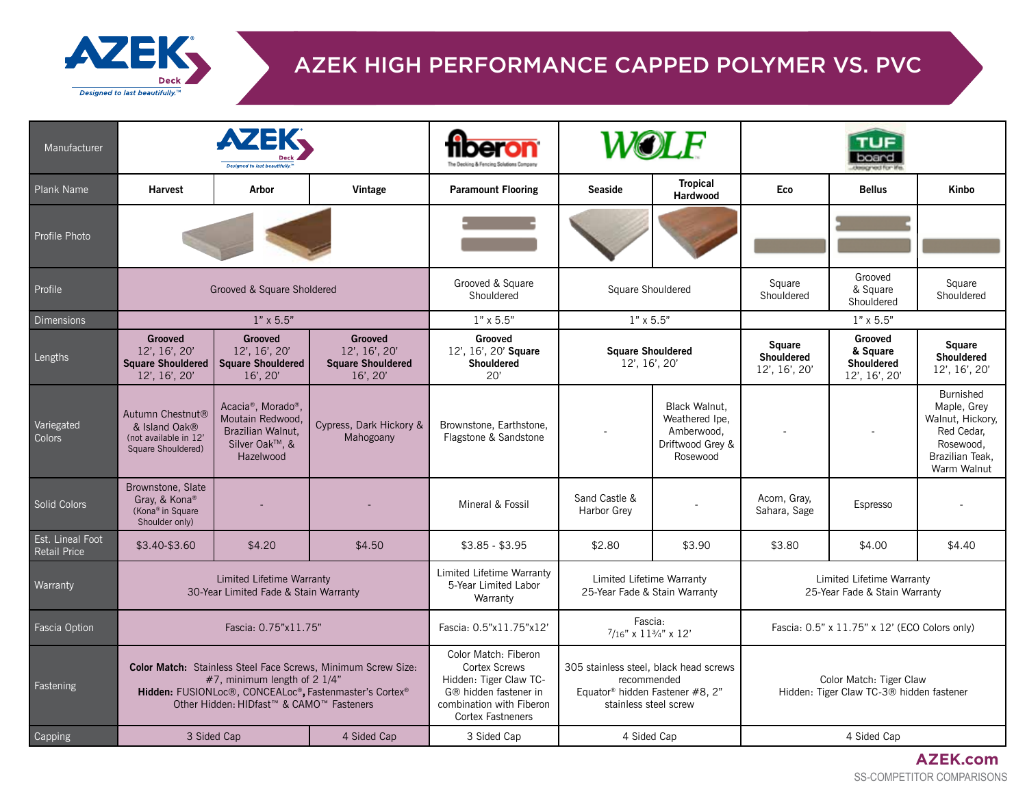# AZEK HIGH PERFORMANCE CAPPED POLYMER VS. PVC

| Manufacturer | AZEK | | | Fiberon | Wolf | | TUFboard | | |
|---|---|---|---|---|---|---|---|---|---|
| Plank Name | Harvest | Arbor | Vintage | Paramount Flooring | Seaside | Tropical Hardwood | Eco | Bellus | Kinbo |
| Profile Photo | | | | | | | | | |
| Profile | Grooved & Square Sholdered | | | Grooved & Square Shouldered | Square Shouldered | | Square Shouldered | Grooved & Square Shouldered | Square Shouldered |
| Dimensions | 1" x 5.5" | | | 1" x 5.5" | 1" x 5.5" | | 1" x 5.5" | | |
| Lengths | **Grooved** 12', 16', 20' **Square Shouldered** 12', 16', 20' | **Grooved** 12', 16', 20' **Square Shouldered** 16', 20' | **Grooved** 12', 16', 20' **Square Shouldered** 16', 20' | **Grooved** 12', 16', 20' **Square Shouldered** 20' | **Square Shouldered** 12', 16', 20' | | **Square Shouldered** 12', 16', 20' | **Grooved & Square Shouldered** 12', 16', 20' | **Square Shouldered** 12', 16', 20' |
| Variegated Colors | Autumn Chestnut® & Island Oak® (not available in 12' Square Shouldered) | Acacia®, Morado®, Moutain Redwood, Brazilian Walnut, Silver Oak™, & Hazelwood | Cypress, Dark Hickory & Mahogoany | Brownstone, Earthstone, Flagstone & Sandstone | - | Black Walnut, Weathered Ipe, Amberwood, Driftwood Grey & Rosewood | - | - | Burnished Maple, Grey Walnut, Hickory, Red Cedar, Rosewood, Brazilian Teak, Warm Walnut |
| Solid Colors | Brownstone, Slate Gray, & Kona® (Kona® in Square Shoulder only) | - | - | Mineral & Fossil | Sand Castle & Harbor Grey | - | Acorn, Gray, Sahara, Sage | Espresso | - |
| Est. Lineal Foot Retail Price | $3.40-$3.60 | $4.20 | $4.50 | $3.85 - $3.95 | $2.80 | $3.90 | $3.80 | $4.00 | $4.40 |
| Warranty | Limited Lifetime Warranty 30-Year Limited Fade & Stain Warranty | | | Limited Lifetime Warranty 5-Year Limited Labor Warranty | Limited Lifetime Warranty 25-Year Fade & Stain Warranty | | Limited Lifetime Warranty 25-Year Fade & Stain Warranty | | |
| Fascia Option | Fascia: 0.75"x11.75" | | | Fascia: 0.5"x11.75"x12' | Fascia: 7/16" x 11¾" x 12' | | Fascia: 0.5" x 11.75" x 12' (ECO Colors only) | | |
| Fastening | **Color Match:** Stainless Steel Face Screws, Minimum Screw Size: #7, minimum length of 2 1/4" **Hidden:** FUSIONLoc®, CONCEALoc®, Fastenmaster's Cortex® Other Hidden: HIDfast™ & CAMO™ Fasteners | | | Color Match: Fiberon Cortex Screws Hidden: Tiger Claw TC-G® hidden fastener in combination with Fiberon Cortex Fastners | 305 stainless steel, black head screws recommended Equator® hidden Fastener #8, 2" stainless steel screw | | Color Match: Tiger Claw Hidden: Tiger Claw TC-3® hidden fastener | | |
| Capping | 3 Sided Cap | | 4 Sided Cap | 3 Sided Cap | 4 Sided Cap | | 4 Sided Cap | | |

AZEK.com

SS-COMPETITOR COMPARISONS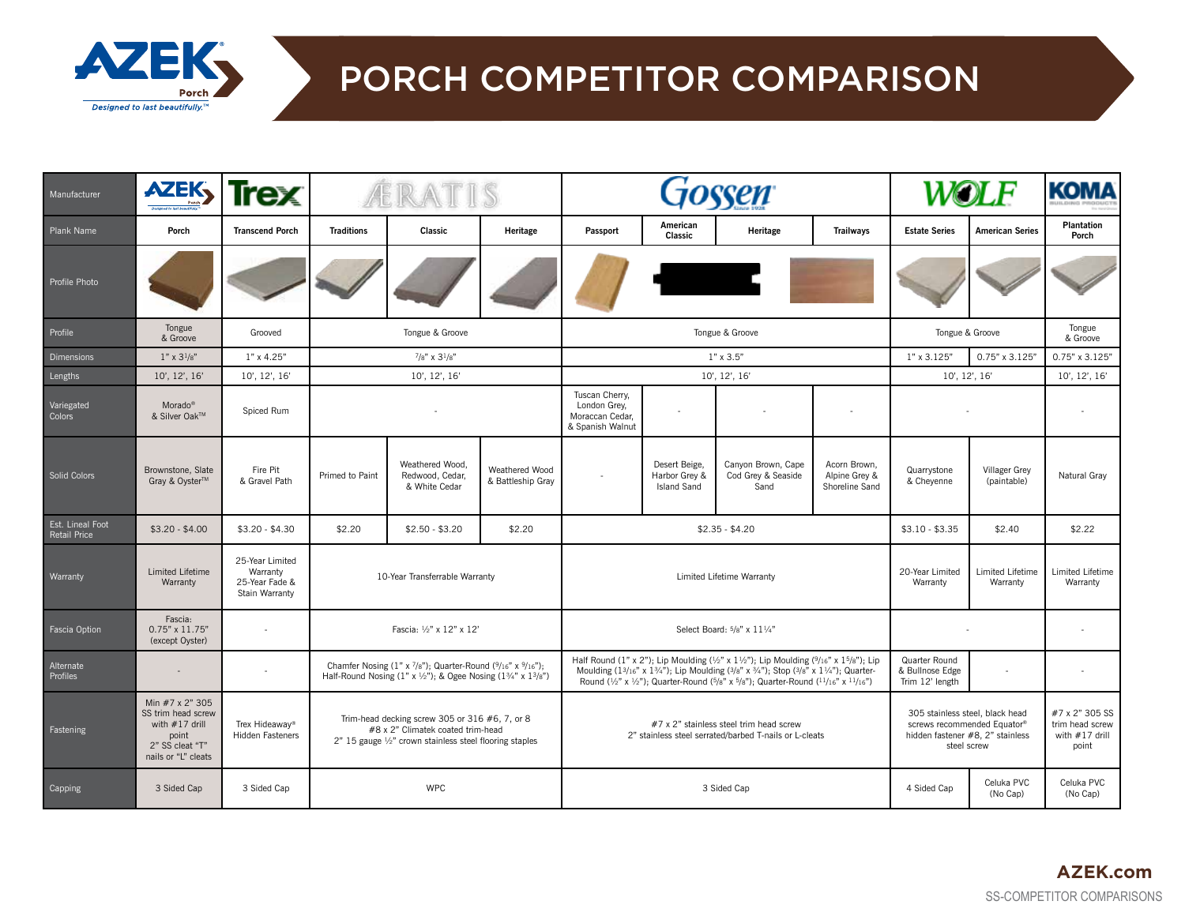# PORCH COMPETITOR COMPARISON

| Manufacturer | AZEK Porch | Trex | AERATIS | | | Gossen | | | | WOLF | | KOMA |
|---|---|---|---|---|---|---|---|---|---|---|---|---|
| Plank Name | Porch | Transcend Porch | Traditions | Classic | Heritage | Passport | American Classic | Heritage | Trailways | Estate Series | American Series | Plantation Porch |
| Profile Photo | | | | | | | | | | | | |
| Profile | Tongue & Groove | Grooved | Tongue & Groove | | | Tongue & Groove | | | | Tongue & Groove | | Tongue & Groove |
| Dimensions | 1" x 3 1/8" | 1" x 4.25" | 7/8" x 3 1/8" | | | 1" x 3.5" | | | | 1" x 3.125" | 0.75" x 3.125" | 0.75" x 3.125" |
| Lengths | 10', 12', 16' | 10', 12', 16' | 10', 12', 16' | | | 10', 12', 16' | | | | 10', 12', 16' | | 10', 12', 16' |
| Variegated Colors | Morado® & Silver Oak™ | Spiced Rum | - | | | Tuscan Cherry, London Grey, Moraccan Cedar, & Spanish Walnut | - | - | - | - | | - |
| Solid Colors | Brownstone, Slate Gray & Oyster™ | Fire Pit & Gravel Path | Primed to Paint | Weathered Wood, Redwood, Cedar, & White Cedar | Weathered Wood & Battleship Gray | - | Desert Beige, Harbor Grey & Island Sand | Canyon Brown, Cape Cod Grey & Seaside Sand | Acorn Brown, Alpine Grey & Shoreline Sand | Quarrystone & Cheyenne | Villager Grey (paintable) | Natural Gray |
| Est. Lineal Foot Retail Price | $3.20 - $4.00 | $3.20 - $4.30 | $2.20 | $2.50 - $3.20 | $2.20 | $2.35 - $4.20 | | | | $3.10 - $3.35 | $2.40 | $2.22 |
| Warranty | Limited Lifetime Warranty | 25-Year Limited Warranty 25-Year Fade & Stain Warranty | 10-Year Transferrable Warranty | | | Limited Lifetime Warranty | | | | 20-Year Limited Warranty | Limited Lifetime Warranty | Limited Lifetime Warranty |
| Fascia Option | Fascia: 0.75" x 11.75" (except Oyster) | - | Fascia: ½" x 12" x 12' | | | Select Board: 5/8" x 11¼" | | | | - | | - |
| Alternate Profiles | - | - | Chamfer Nosing (1" x 7/8"); Quarter-Round (9/16" x 9/16"); Half-Round Nosing (1" x ½"); & Ogee Nosing (1¾" x 1 3/8") | | | Half Round (1" x 2"); Lip Moulding (½" x 1½"); Lip Moulding (9/16" x 1 5/8"); Lip Moulding (1 3/16" x 1¾"); Lip Moulding (3/8" x ¾"); Stop (3/8" x 1¼"); Quarter-Round (½" x ½"); Quarter-Round (5/8" x 5/8"); Quarter-Round (11/16" x 11/16") | | | | Quarter Round & Bullnose Edge Trim 12' length | - | - |
| Fastening | Min #7 x 2" 305 SS trim head screw with #17 drill point 2" SS cleat "T" nails or "L" cleats | Trex Hideaway® Hidden Fasteners | Trim-head decking screw 305 or 316 #6, 7, or 8 #8 x 2" Climatek coated trim-head 2" 15 gauge ½" crown stainless steel flooring staples | | | #7 x 2" stainless steel trim head screw 2" stainless steel serrated/barbed T-nails or L-cleats | | | | 305 stainless steel, black head screws recommended Equator® hidden fastener #8, 2" stainless steel screw | | #7 x 2" 305 SS trim head screw with #17 drill point |
| Capping | 3 Sided Cap | 3 Sided Cap | WPC | | | 3 Sided Cap | | | | 4 Sided Cap | Celuka PVC (No Cap) | Celuka PVC (No Cap) |

AZEK.com

SS-COMPETITOR COMPARISONS